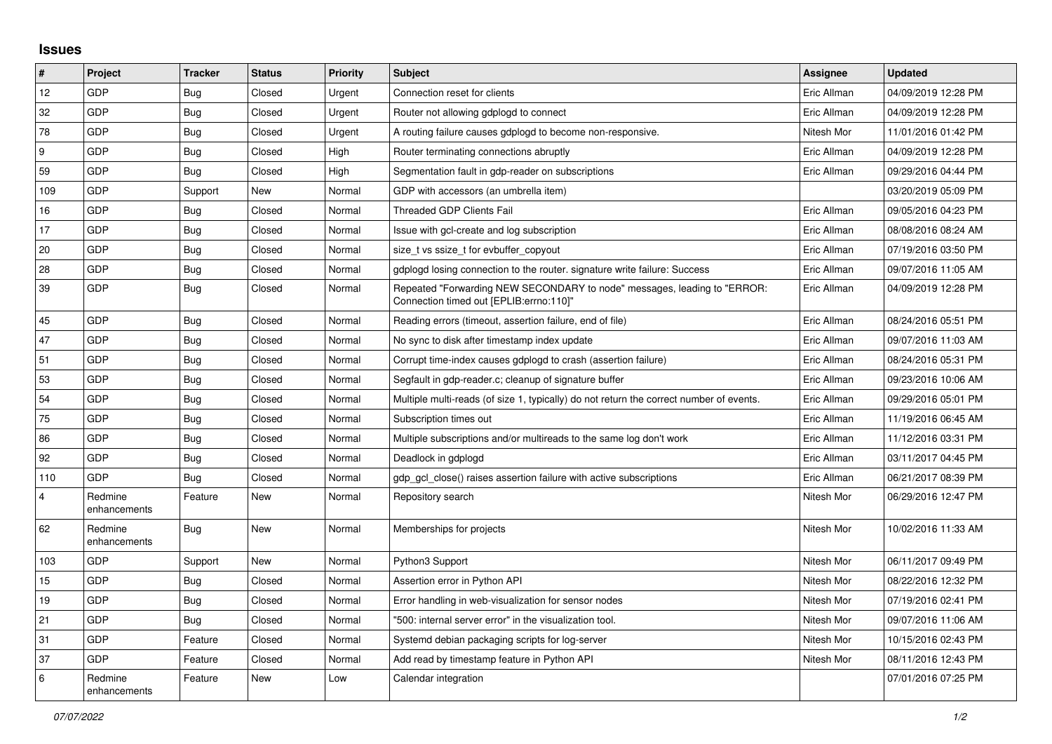## Issues

| # | Project | Tracker | Status | Priority | Subject | Assignee | Updated |
|---|---|---|---|---|---|---|---|
| 12 | GDP | Bug | Closed | Urgent | Connection reset for clients | Eric Allman | 04/09/2019 12:28 PM |
| 32 | GDP | Bug | Closed | Urgent | Router not allowing gdplogd to connect | Eric Allman | 04/09/2019 12:28 PM |
| 78 | GDP | Bug | Closed | Urgent | A routing failure causes gdplogd to become non-responsive. | Nitesh Mor | 11/01/2016 01:42 PM |
| 9 | GDP | Bug | Closed | High | Router terminating connections abruptly | Eric Allman | 04/09/2019 12:28 PM |
| 59 | GDP | Bug | Closed | High | Segmentation fault in gdp-reader on subscriptions | Eric Allman | 09/29/2016 04:44 PM |
| 109 | GDP | Support | New | Normal | GDP with accessors (an umbrella item) | | 03/20/2019 05:09 PM |
| 16 | GDP | Bug | Closed | Normal | Threaded GDP Clients Fail | Eric Allman | 09/05/2016 04:23 PM |
| 17 | GDP | Bug | Closed | Normal | Issue with gcl-create and log subscription | Eric Allman | 08/08/2016 08:24 AM |
| 20 | GDP | Bug | Closed | Normal | size_t vs ssize_t for evbuffer_copyout | Eric Allman | 07/19/2016 03:50 PM |
| 28 | GDP | Bug | Closed | Normal | gdplogd losing connection to the router. signature write failure: Success | Eric Allman | 09/07/2016 11:05 AM |
| 39 | GDP | Bug | Closed | Normal | Repeated "Forwarding NEW SECONDARY to node" messages, leading to "ERROR: Connection timed out [EPLIB:errno:110]" | Eric Allman | 04/09/2019 12:28 PM |
| 45 | GDP | Bug | Closed | Normal | Reading errors (timeout, assertion failure, end of file) | Eric Allman | 08/24/2016 05:51 PM |
| 47 | GDP | Bug | Closed | Normal | No sync to disk after timestamp index update | Eric Allman | 09/07/2016 11:03 AM |
| 51 | GDP | Bug | Closed | Normal | Corrupt time-index causes gdplogd to crash (assertion failure) | Eric Allman | 08/24/2016 05:31 PM |
| 53 | GDP | Bug | Closed | Normal | Segfault in gdp-reader.c; cleanup of signature buffer | Eric Allman | 09/23/2016 10:06 AM |
| 54 | GDP | Bug | Closed | Normal | Multiple multi-reads (of size 1, typically) do not return the correct number of events. | Eric Allman | 09/29/2016 05:01 PM |
| 75 | GDP | Bug | Closed | Normal | Subscription times out | Eric Allman | 11/19/2016 06:45 AM |
| 86 | GDP | Bug | Closed | Normal | Multiple subscriptions and/or multireads to the same log don't work | Eric Allman | 11/12/2016 03:31 PM |
| 92 | GDP | Bug | Closed | Normal | Deadlock in gdplogd | Eric Allman | 03/11/2017 04:45 PM |
| 110 | GDP | Bug | Closed | Normal | gdp_gcl_close() raises assertion failure with active subscriptions | Eric Allman | 06/21/2017 08:39 PM |
| 4 | Redmine enhancements | Feature | New | Normal | Repository search | Nitesh Mor | 06/29/2016 12:47 PM |
| 62 | Redmine enhancements | Bug | New | Normal | Memberships for projects | Nitesh Mor | 10/02/2016 11:33 AM |
| 103 | GDP | Support | New | Normal | Python3 Support | Nitesh Mor | 06/11/2017 09:49 PM |
| 15 | GDP | Bug | Closed | Normal | Assertion error in Python API | Nitesh Mor | 08/22/2016 12:32 PM |
| 19 | GDP | Bug | Closed | Normal | Error handling in web-visualization for sensor nodes | Nitesh Mor | 07/19/2016 02:41 PM |
| 21 | GDP | Bug | Closed | Normal | "500: internal server error" in the visualization tool. | Nitesh Mor | 09/07/2016 11:06 AM |
| 31 | GDP | Feature | Closed | Normal | Systemd debian packaging scripts for log-server | Nitesh Mor | 10/15/2016 02:43 PM |
| 37 | GDP | Feature | Closed | Normal | Add read by timestamp feature in Python API | Nitesh Mor | 08/11/2016 12:43 PM |
| 6 | Redmine enhancements | Feature | New | Low | Calendar integration | | 07/01/2016 07:25 PM |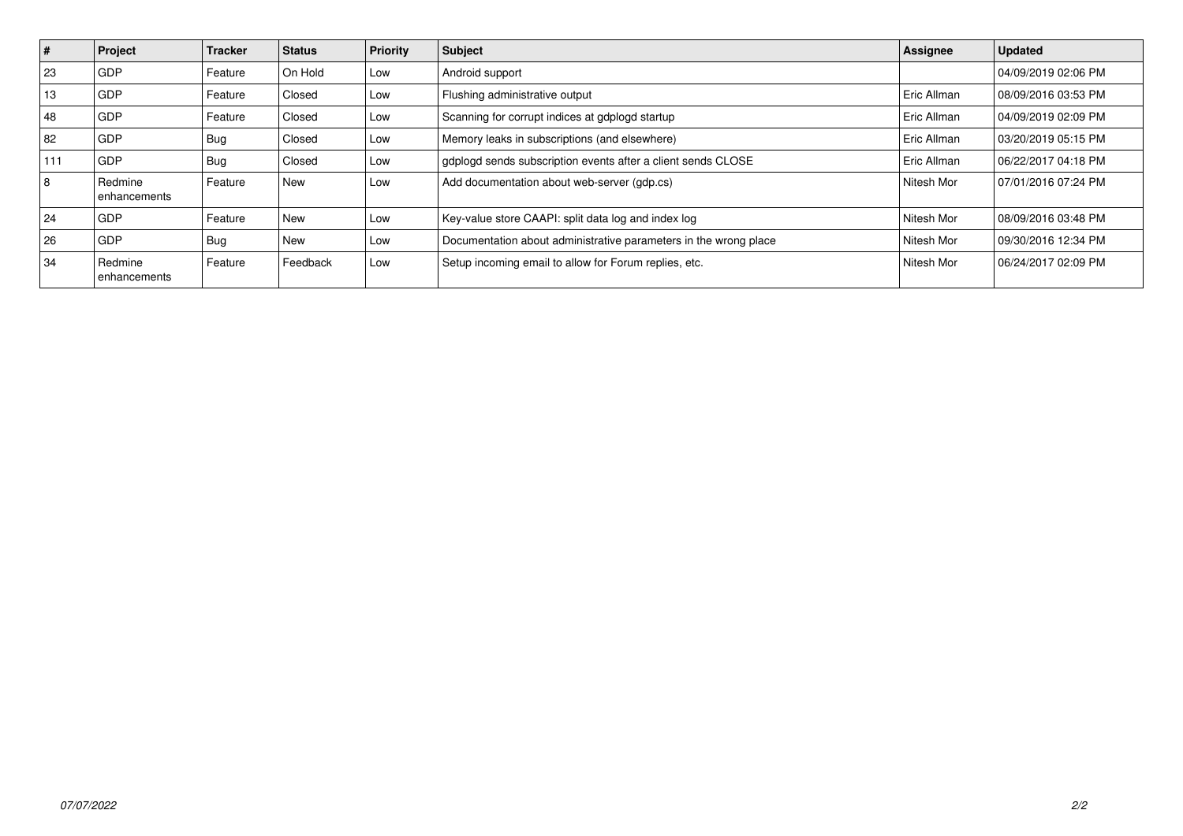| # | Project | Tracker | Status | Priority | Subject | Assignee | Updated |
|---|---|---|---|---|---|---|---|
| 23 | GDP | Feature | On Hold | Low | Android support | | 04/09/2019 02:06 PM |
| 13 | GDP | Feature | Closed | Low | Flushing administrative output | Eric Allman | 08/09/2016 03:53 PM |
| 48 | GDP | Feature | Closed | Low | Scanning for corrupt indices at gdplogd startup | Eric Allman | 04/09/2019 02:09 PM |
| 82 | GDP | Bug | Closed | Low | Memory leaks in subscriptions (and elsewhere) | Eric Allman | 03/20/2019 05:15 PM |
| 111 | GDP | Bug | Closed | Low | gdplogd sends subscription events after a client sends CLOSE | Eric Allman | 06/22/2017 04:18 PM |
| 8 | Redmine enhancements | Feature | New | Low | Add documentation about web-server (gdp.cs) | Nitesh Mor | 07/01/2016 07:24 PM |
| 24 | GDP | Feature | New | Low | Key-value store CAAPI: split data log and index log | Nitesh Mor | 08/09/2016 03:48 PM |
| 26 | GDP | Bug | New | Low | Documentation about administrative parameters in the wrong place | Nitesh Mor | 09/30/2016 12:34 PM |
| 34 | Redmine enhancements | Feature | Feedback | Low | Setup incoming email to allow for Forum replies, etc. | Nitesh Mor | 06/24/2017 02:09 PM |